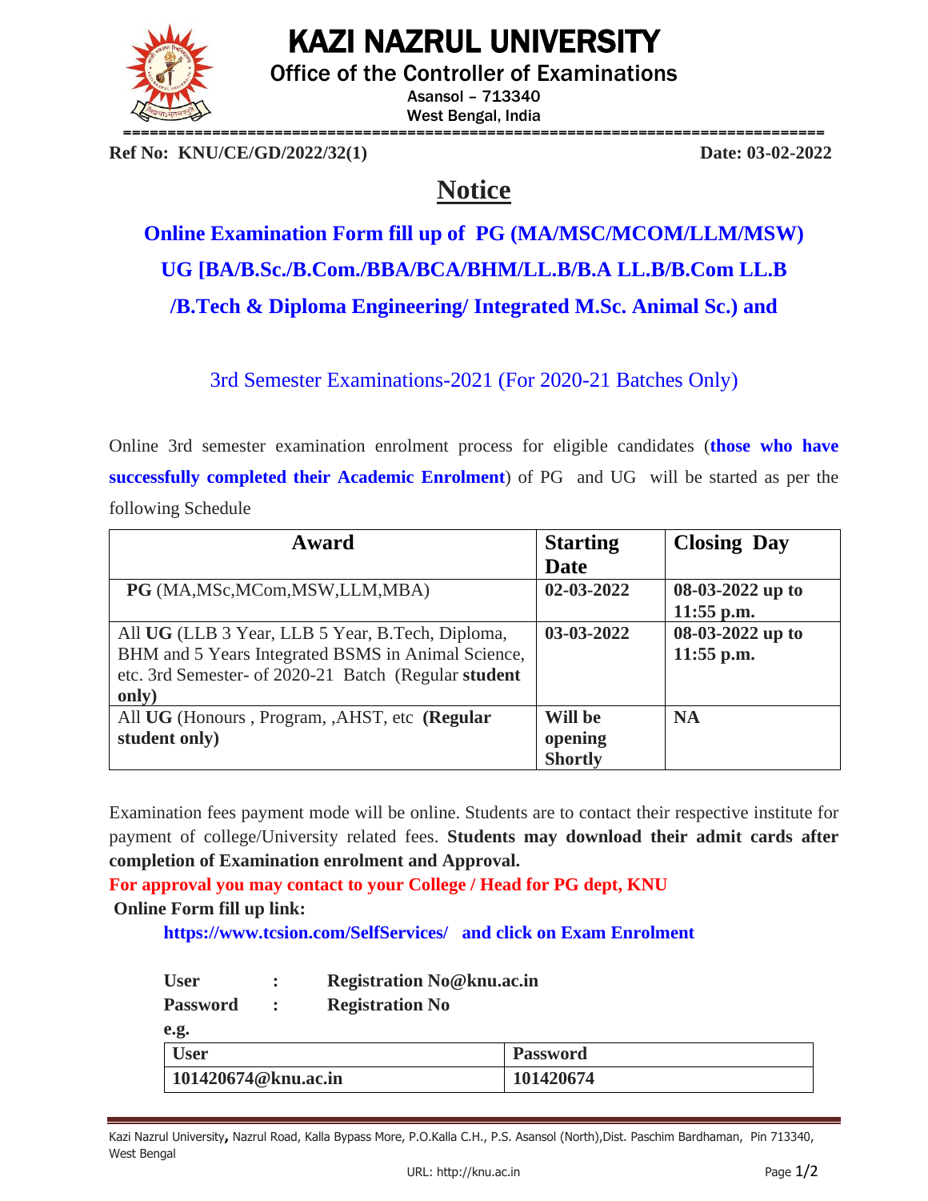# KAZI NAZRUL UNIVERSITY

## Office of the Controller of Examinations

Asansol – 713340

West Bengal, India

**Ref No: KNU/CE/GD/2022/32(1)** **Date: 03-02-2022**

# Notice

## Online Examination Form fill up of PG (MA/MSC/MCOM/LLM/MSW) UG [BA/B.Sc./B.Com./BBA/BCA/BHM/LL.B/B.A LL.B/B.Com LL.B /B.Tech & Diploma Engineering/ Integrated M.Sc. Animal Sc.) and

3rd Semester Examinations-2021 (For 2020-21 Batches Only)

Online 3rd semester examination enrolment process for eligible candidates (**those who have successfully completed their Academic Enrolment**) of PG and UG will be started as per the following Schedule

| Award | Starting Date | Closing Day |
| --- | --- | --- |
| **PG** (MA,MSc,MCom,MSW,LLM,MBA) | **02-03-2022** | **08-03-2022 up to 11:55 p.m.** |
| All **UG** (LLB 3 Year, LLB 5 Year, B.Tech, Diploma, BHM and 5 Years Integrated BSMS in Animal Science, etc. 3rd Semester- of 2020-21 Batch (Regular **student only**) | **03-03-2022** | **08-03-2022 up to 11:55 p.m.** |
| All **UG** (Honours , Program, ,AHST, etc **(Regular student only)** | **Will be opening Shortly** | **NA** |

Examination fees payment mode will be online. Students are to contact their respective institute for payment of college/University related fees. **Students may download their admit cards after completion of Examination enrolment and Approval.**

**For approval you may contact to your College / Head for PG dept, KNU**

**Online Form fill up link:**

**https://www.tcsion.com/SelfServices/ and click on Exam Enrolment**

**User : Registration No@knu.ac.in**

**Password : Registration No**

**e.g.**

| User | Password |
| --- | --- |
| **101420674@knu.ac.in** | **101420674** |

Kazi Nazrul University, Nazrul Road, Kalla Bypass More, P.O.Kalla C.H., P.S. Asansol (North),Dist. Paschim Bardhaman, Pin 713340, West Bengal

URL: http://knu.ac.in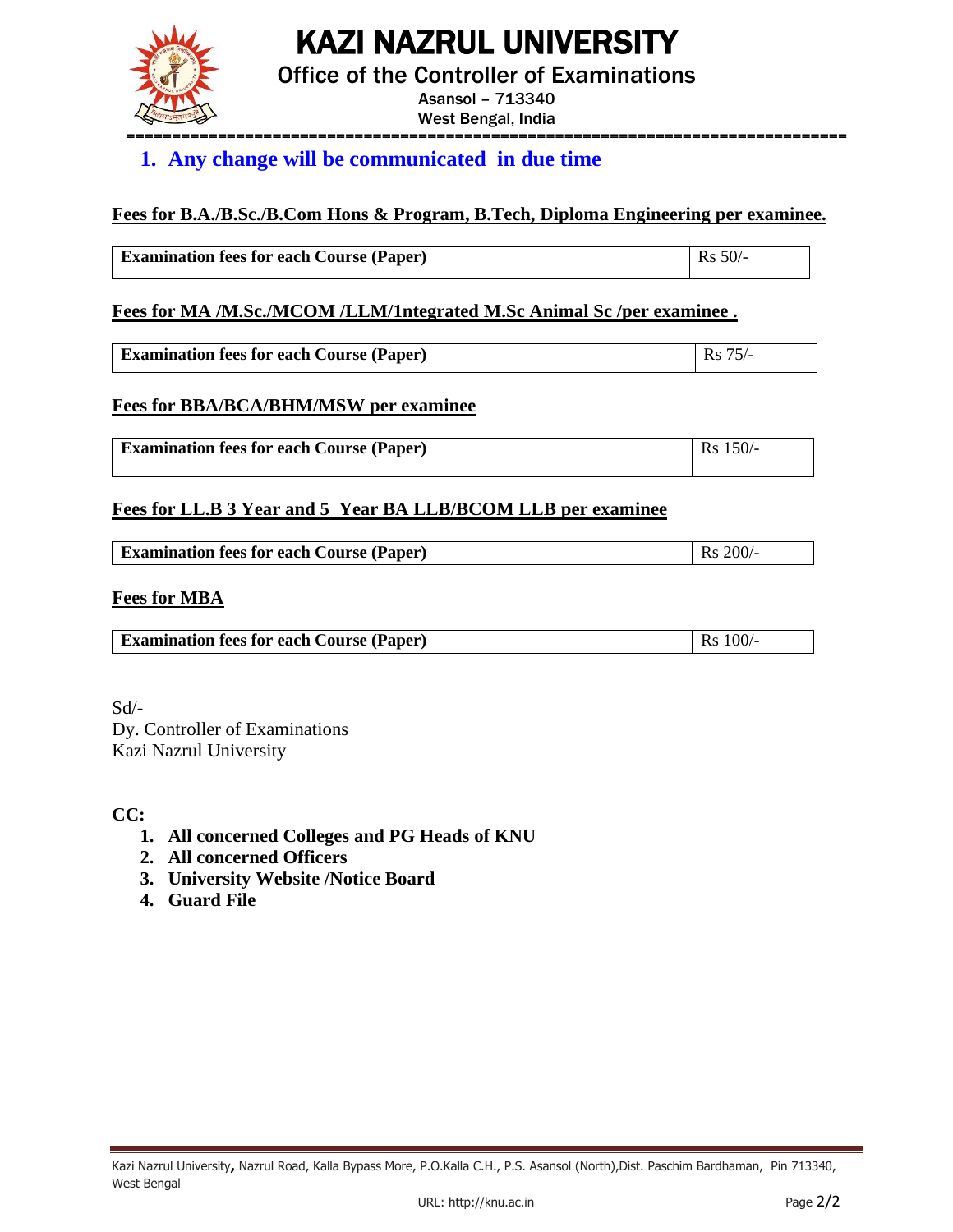1. **Any change will be communicated in due time**

**Fees for B.A./B.Sc./B.Com Hons & Program, B.Tech, Diploma Engineering per examinee.**

| | |
|---|---|
| **Examination fees for each Course (Paper)** | Rs 50/- |

**Fees for MA /M.Sc./MCOM /LLM/1ntegrated M.Sc Animal Sc /per examinee .**

| | |
|---|---|
| **Examination fees for each Course (Paper)** | Rs 75/- |

**Fees for BBA/BCA/BHM/MSW per examinee**

| | |
|---|---|
| **Examination fees for each Course (Paper)** | Rs 150/- |

**Fees for LL.B 3 Year and 5 Year BA LLB/BCOM LLB per examinee**

| | |
|---|---|
| **Examination fees for each Course (Paper)** | Rs 200/- |

**Fees for MBA**

| | |
|---|---|
| **Examination fees for each Course (Paper)** | Rs 100/- |

Sd/-
Dy. Controller of Examinations
Kazi Nazrul University

**CC:**

1. **All concerned Colleges and PG Heads of KNU**
2. **All concerned Officers**
3. **University Website /Notice Board**
4. **Guard File**